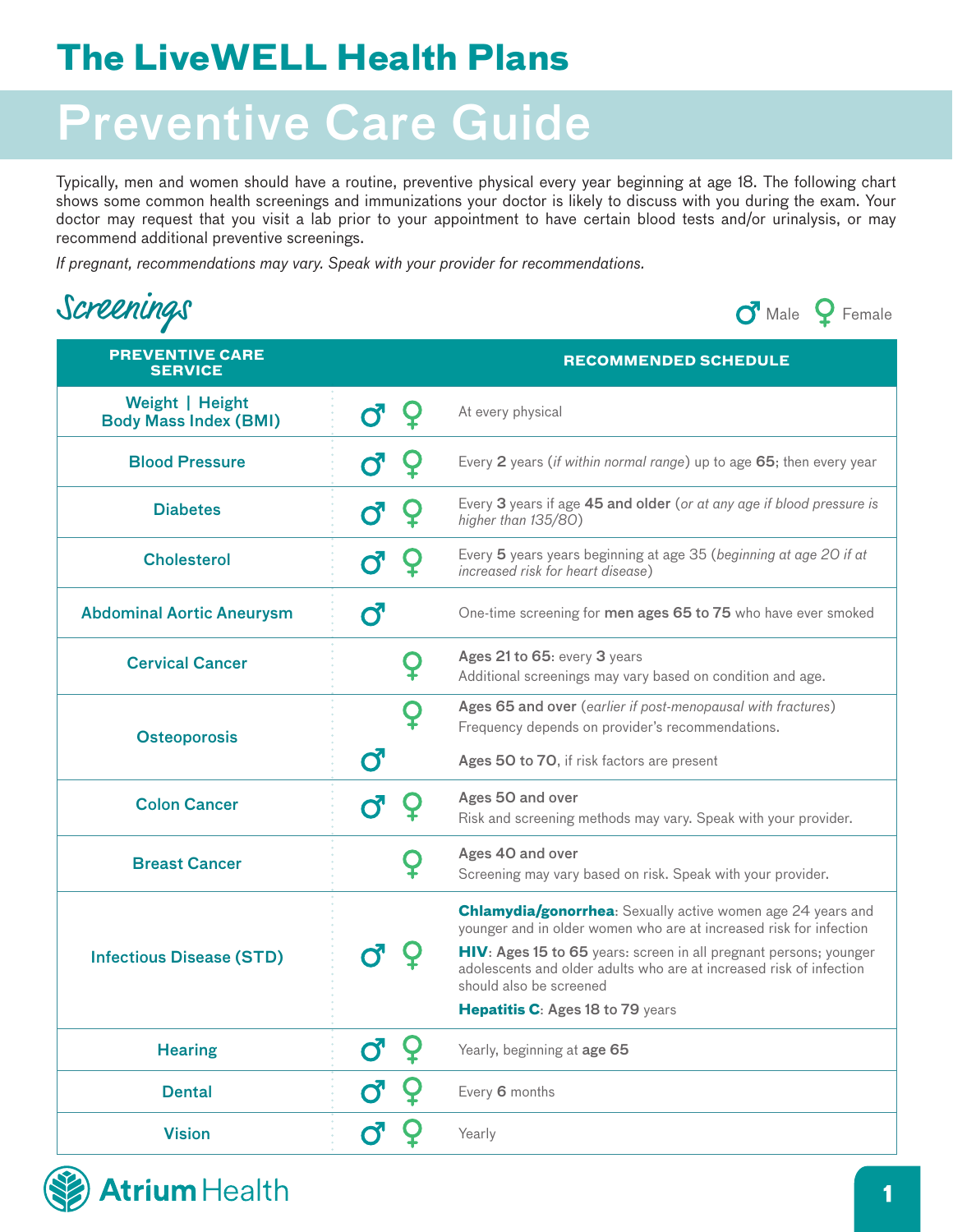# The LiveWELL Health Plans

## Preventive Care Guide

Typically, men and women should have a routine, preventive physical every year beginning at age 18. The following chart shows some common health screenings and immunizations your doctor is likely to discuss with you during the exam. Your doctor may request that you visit a lab prior to your appointment to have certain blood tests and/or urinalysis, or may recommend additional preventive screenings.

*If pregnant, recommendations may vary. Speak with your provider for recommendations.*

## Screenings

♂ Male ♀ Female

| PREVENTIVE CARE SERVICE | | RECOMMENDED SCHEDULE |
|---|---|---|
| Weight \| Height Body Mass Index (BMI) | ♂ ♀ | At every physical |
| Blood Pressure | ♂ ♀ | Every **2** years (*if within normal range*) up to age **65**; then every year |
| Diabetes | ♂ ♀ | Every **3** years if age **45 and older** (*or at any age if blood pressure is higher than 135/80*) |
| Cholesterol | ♂ ♀ | Every **5** years years beginning at age 35 (*beginning at age 20 if at increased risk for heart disease*) |
| Abdominal Aortic Aneurysm | ♂ | One-time screening for **men ages 65 to 75** who have ever smoked |
| Cervical Cancer | ♀ | **Ages 21 to 65**: every **3** years<br>Additional screenings may vary based on condition and age. |
| Osteoporosis | ♀ | **Ages 65 and over** (*earlier if post-menopausal with fractures*)<br>Frequency depends on provider's recommendations. |
| | ♂ | **Ages 50 to 70**, if risk factors are present |
| Colon Cancer | ♂ ♀ | **Ages 50 and over**<br>Risk and screening methods may vary. Speak with your provider. |
| Breast Cancer | ♀ | **Ages 40 and over**<br>Screening may vary based on risk. Speak with your provider. |
| Infectious Disease (STD) | ♂ ♀ | **Chlamydia/gonorrhea**: Sexually active women age 24 years and younger and in older women who are at increased risk for infection<br>**HIV**: **Ages 15 to 65** years: screen in all pregnant persons; younger adolescents and older adults who are at increased risk of infection should also be screened<br>**Hepatitis C**: **Ages 18 to 79** years |
| Hearing | ♂ ♀ | Yearly, beginning at **age 65** |
| Dental | ♂ ♀ | Every **6** months |
| Vision | ♂ ♀ | Yearly |

Atrium Health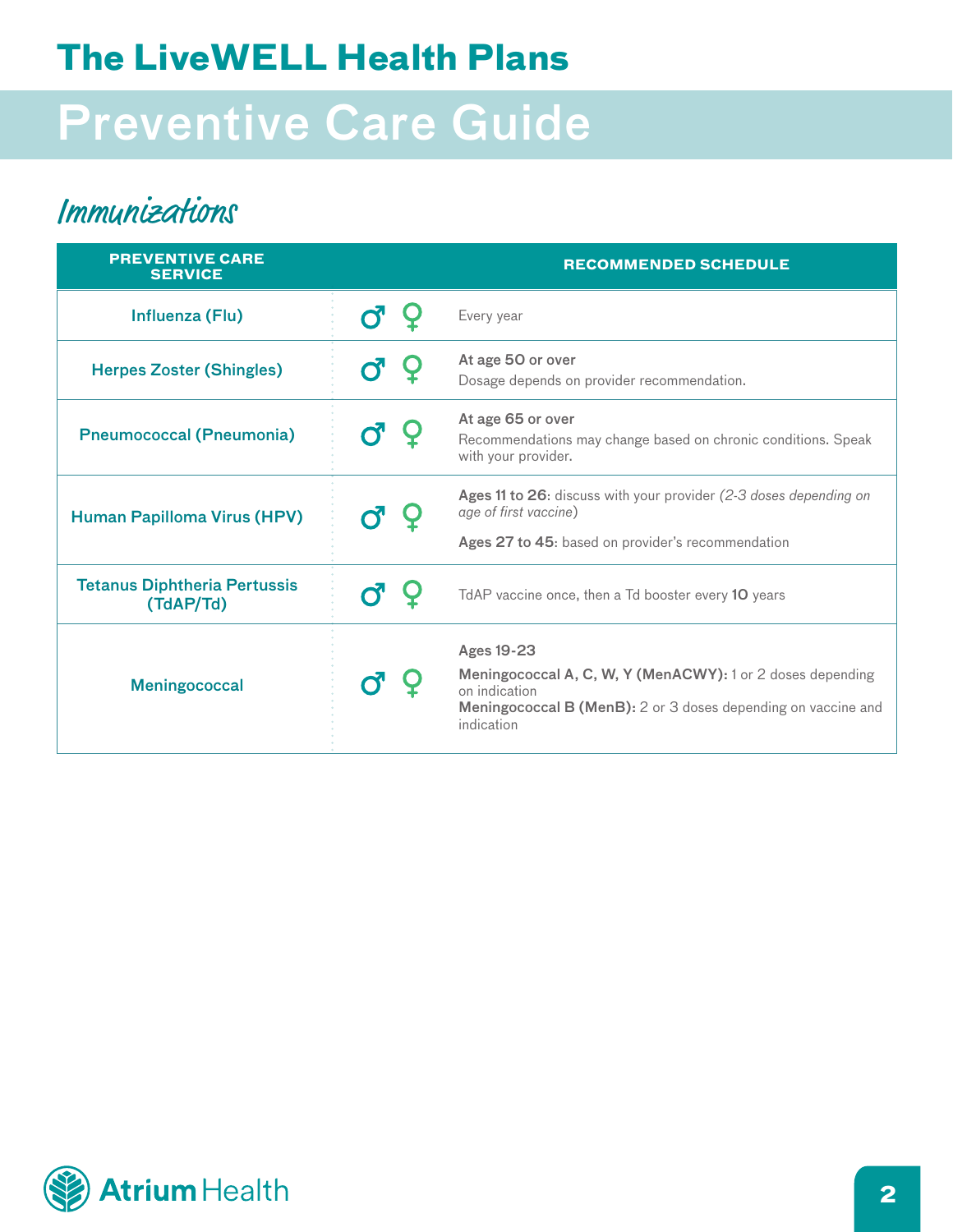# The LiveWELL Health Plans

## Preventive Care Guide

### Immunizations

| PREVENTIVE CARE SERVICE | | RECOMMENDED SCHEDULE |
|---|---|---|
| Influenza (Flu) | ♂ ♀ | Every year |
| Herpes Zoster (Shingles) | ♂ ♀ | **At age 50 or over** Dosage depends on provider recommendation. |
| Pneumococcal (Pneumonia) | ♂ ♀ | **At age 65 or over** Recommendations may change based on chronic conditions. Speak with your provider. |
| Human Papilloma Virus (HPV) | ♂ ♀ | **Ages 11 to 26**: discuss with your provider *(2-3 doses depending on age of first vaccine)* **Ages 27 to 45**: based on provider's recommendation |
| Tetanus Diphtheria Pertussis (TdAP/Td) | ♂ ♀ | TdAP vaccine once, then a Td booster every **10** years |
| Meningococcal | ♂ ♀ | **Ages 19-23** **Meningococcal A, C, W, Y (MenACWY):** 1 or 2 doses depending on indication **Meningococcal B (MenB):** 2 or 3 doses depending on vaccine and indication |

Atrium Health